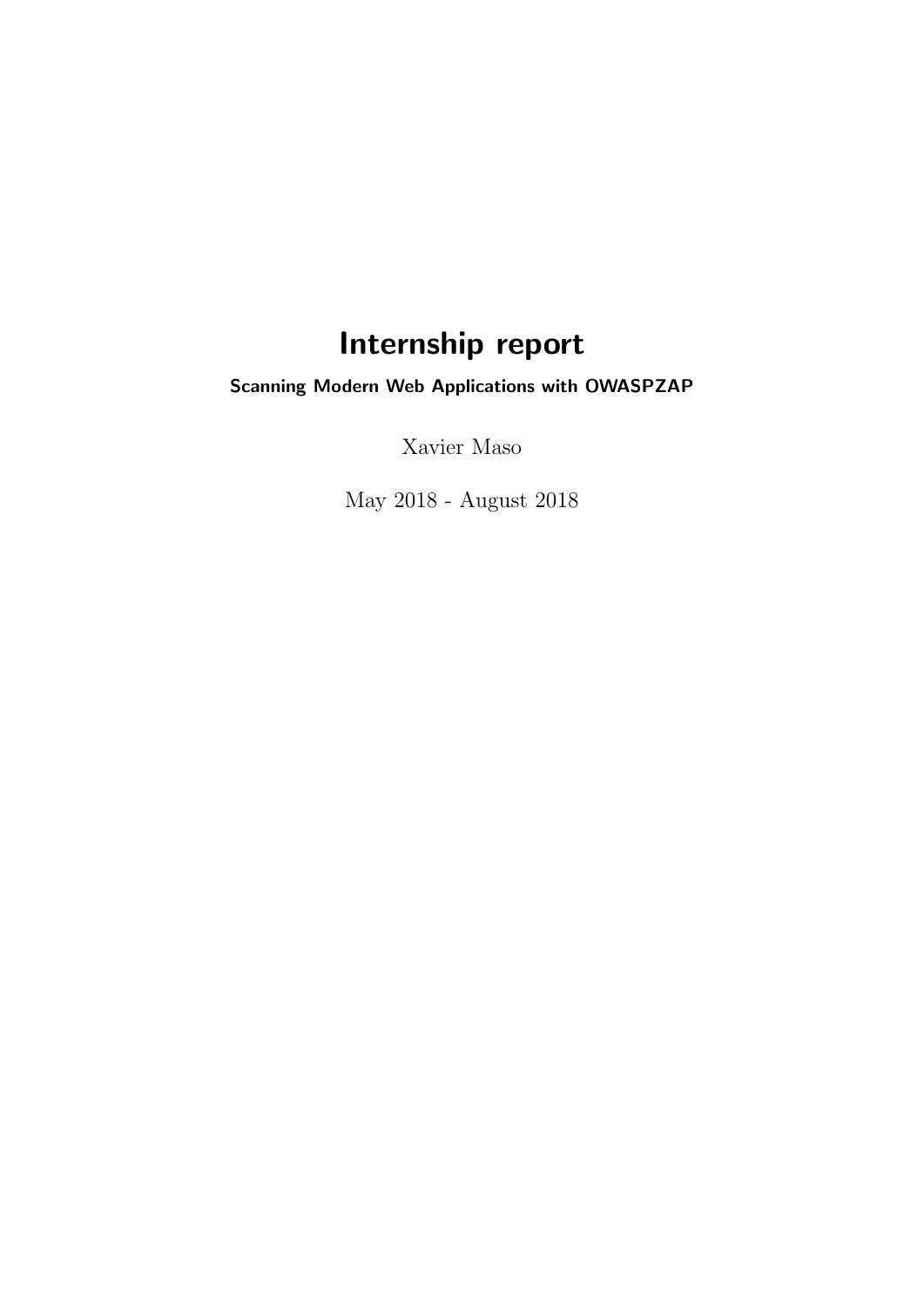# Internship report

**Scanning Modern Web Applications with OWASPZAP**

Xavier Maso

May 2018 - August 2018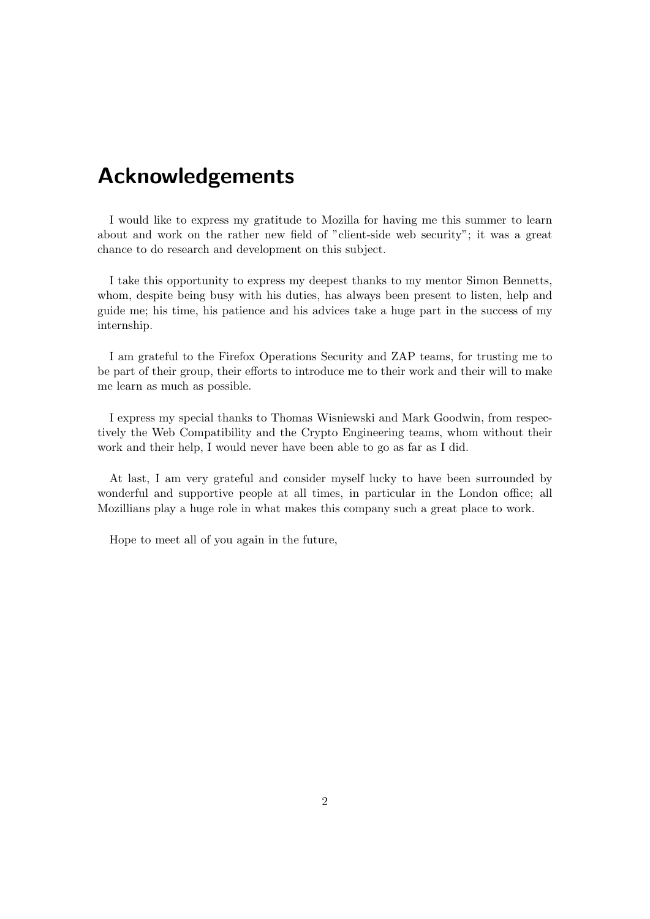# Acknowledgements

I would like to express my gratitude to Mozilla for having me this summer to learn about and work on the rather new field of "client-side web security"; it was a great chance to do research and development on this subject.

I take this opportunity to express my deepest thanks to my mentor Simon Bennetts, whom, despite being busy with his duties, has always been present to listen, help and guide me; his time, his patience and his advices take a huge part in the success of my internship.

I am grateful to the Firefox Operations Security and ZAP teams, for trusting me to be part of their group, their efforts to introduce me to their work and their will to make me learn as much as possible.

I express my special thanks to Thomas Wisniewski and Mark Goodwin, from respectively the Web Compatibility and the Crypto Engineering teams, whom without their work and their help, I would never have been able to go as far as I did.

At last, I am very grateful and consider myself lucky to have been surrounded by wonderful and supportive people at all times, in particular in the London office; all Mozillians play a huge role in what makes this company such a great place to work.

Hope to meet all of you again in the future,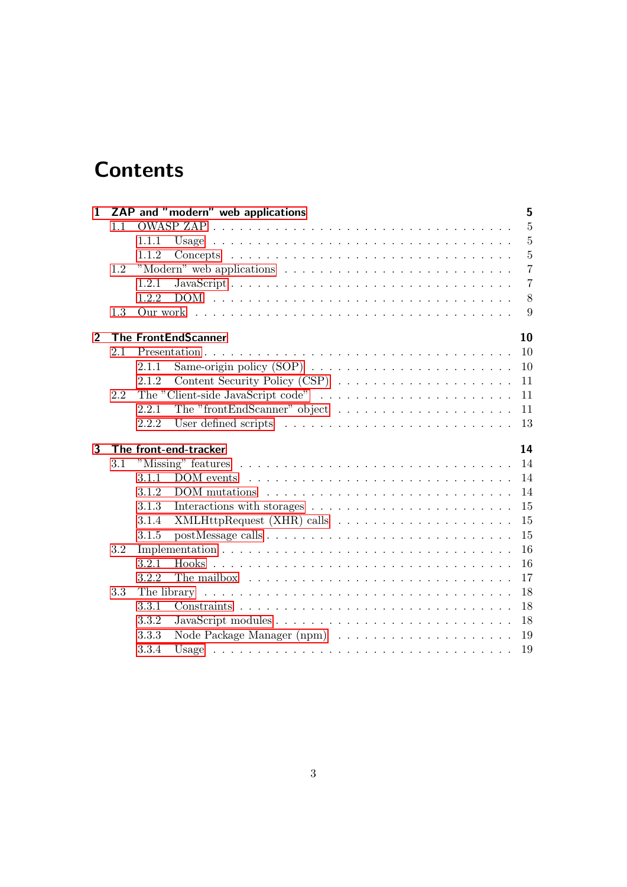# Contents

**1 ZAP and "modern" web applications** **5**

- 1.1 OWASP ZAP . . . 5
  - 1.1.1 Usage . . . 5
  - 1.1.2 Concepts . . . 5
- 1.2 "Modern" web applications . . . 7
  - 1.2.1 JavaScript . . . 7
  - 1.2.2 DOM . . . 8
- 1.3 Our work . . . 9

**2 The FrontEndScanner** **10**

- 2.1 Presentation . . . 10
  - 2.1.1 Same-origin policy (SOP) . . . 10
  - 2.1.2 Content Security Policy (CSP) . . . 11
- 2.2 The "Client-side JavaScript code" . . . 11
  - 2.2.1 The "frontEndScanner" object . . . 11
  - 2.2.2 User defined scripts . . . 13

**3 The front-end-tracker** **14**

- 3.1 "Missing" features . . . 14
  - 3.1.1 DOM events . . . 14
  - 3.1.2 DOM mutations . . . 14
  - 3.1.3 Interactions with storages . . . 15
  - 3.1.4 XMLHttpRequest (XHR) calls . . . 15
  - 3.1.5 postMessage calls . . . 15
- 3.2 Implementation . . . 16
  - 3.2.1 Hooks . . . 16
  - 3.2.2 The mailbox . . . 17
- 3.3 The library . . . 18
  - 3.3.1 Constraints . . . 18
  - 3.3.2 JavaScript modules . . . 18
  - 3.3.3 Node Package Manager (npm) . . . 19
  - 3.3.4 Usage . . . 19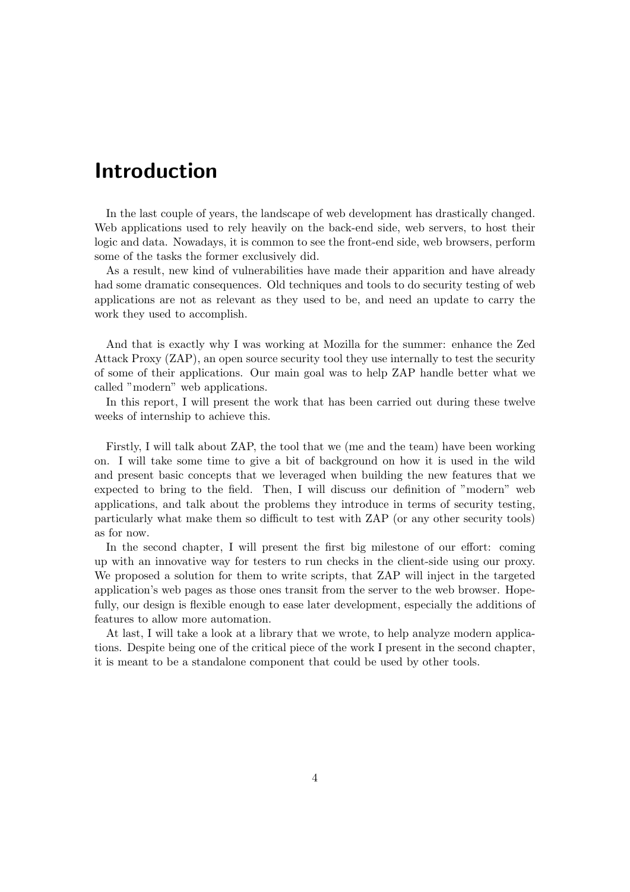# Introduction

In the last couple of years, the landscape of web development has drastically changed. Web applications used to rely heavily on the back-end side, web servers, to host their logic and data. Nowadays, it is common to see the front-end side, web browsers, perform some of the tasks the former exclusively did.

As a result, new kind of vulnerabilities have made their apparition and have already had some dramatic consequences. Old techniques and tools to do security testing of web applications are not as relevant as they used to be, and need an update to carry the work they used to accomplish.

And that is exactly why I was working at Mozilla for the summer: enhance the Zed Attack Proxy (ZAP), an open source security tool they use internally to test the security of some of their applications. Our main goal was to help ZAP handle better what we called "modern" web applications.

In this report, I will present the work that has been carried out during these twelve weeks of internship to achieve this.

Firstly, I will talk about ZAP, the tool that we (me and the team) have been working on. I will take some time to give a bit of background on how it is used in the wild and present basic concepts that we leveraged when building the new features that we expected to bring to the field. Then, I will discuss our definition of "modern" web applications, and talk about the problems they introduce in terms of security testing, particularly what make them so difficult to test with ZAP (or any other security tools) as for now.

In the second chapter, I will present the first big milestone of our effort: coming up with an innovative way for testers to run checks in the client-side using our proxy. We proposed a solution for them to write scripts, that ZAP will inject in the targeted application's web pages as those ones transit from the server to the web browser. Hopefully, our design is flexible enough to ease later development, especially the additions of features to allow more automation.

At last, I will take a look at a library that we wrote, to help analyze modern applications. Despite being one of the critical piece of the work I present in the second chapter, it is meant to be a standalone component that could be used by other tools.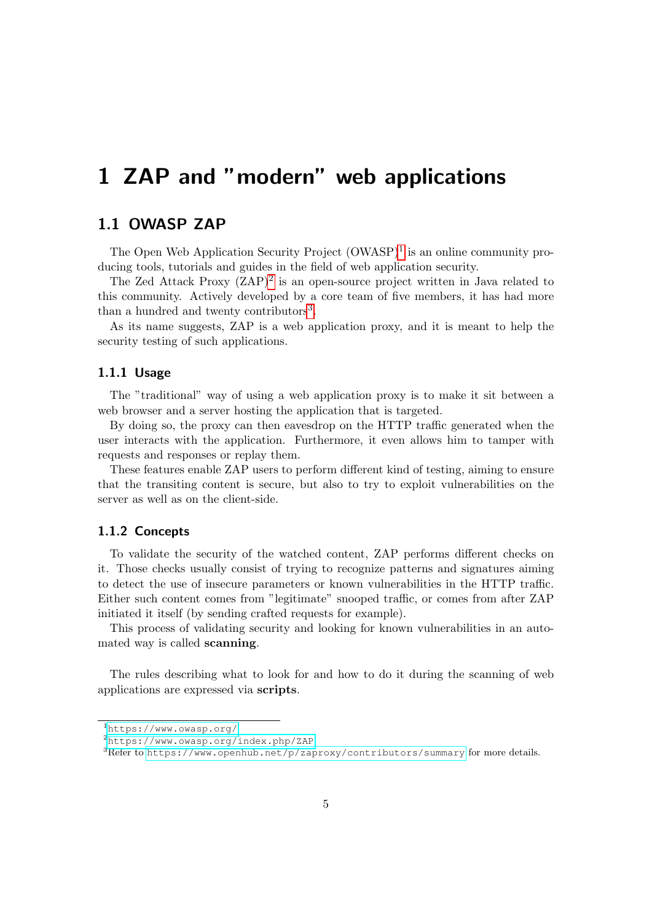# 1 ZAP and "modern" web applications

## 1.1 OWASP ZAP

The Open Web Application Security Project (OWASP)[1] is an online community producing tools, tutorials and guides in the field of web application security.

The Zed Attack Proxy (ZAP)[2] is an open-source project written in Java related to this community. Actively developed by a core team of five members, it has had more than a hundred and twenty contributors[3].

As its name suggests, ZAP is a web application proxy, and it is meant to help the security testing of such applications.

### 1.1.1 Usage

The "traditional" way of using a web application proxy is to make it sit between a web browser and a server hosting the application that is targeted.

By doing so, the proxy can then eavesdrop on the HTTP traffic generated when the user interacts with the application. Furthermore, it even allows him to tamper with requests and responses or replay them.

These features enable ZAP users to perform different kind of testing, aiming to ensure that the transiting content is secure, but also to try to exploit vulnerabilities on the server as well as on the client-side.

### 1.1.2 Concepts

To validate the security of the watched content, ZAP performs different checks on it. Those checks usually consist of trying to recognize patterns and signatures aiming to detect the use of insecure parameters or known vulnerabilities in the HTTP traffic. Either such content comes from "legitimate" snooped traffic, or comes from after ZAP initiated it itself (by sending crafted requests for example).

This process of validating security and looking for known vulnerabilities in an automated way is called **scanning**.

The rules describing what to look for and how to do it during the scanning of web applications are expressed via **scripts**.

---

[1] https://www.owasp.org/

[2] https://www.owasp.org/index.php/ZAP

[3] Refer to https://www.openhub.net/p/zaproxy/contributors/summary for more details.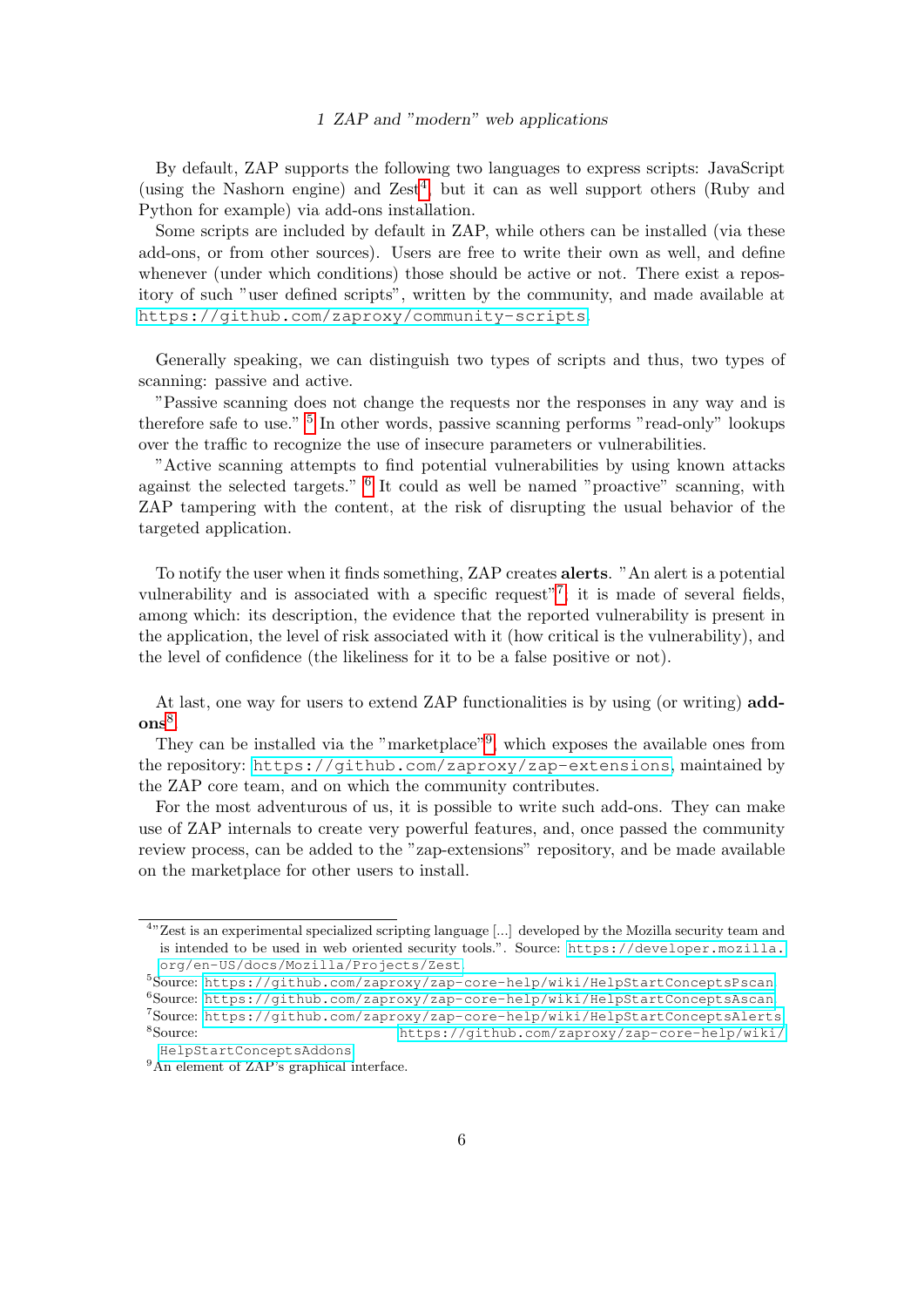By default, ZAP supports the following two languages to express scripts: JavaScript (using the Nashorn engine) and Zest[4], but it can as well support others (Ruby and Python for example) via add-ons installation.

Some scripts are included by default in ZAP, while others can be installed (via these add-ons, or from other sources). Users are free to write their own as well, and define whenever (under which conditions) those should be active or not. There exist a repository of such "user defined scripts", written by the community, and made available at https://github.com/zaproxy/community-scripts.

Generally speaking, we can distinguish two types of scripts and thus, two types of scanning: passive and active.

"Passive scanning does not change the requests nor the responses in any way and is therefore safe to use." [5] In other words, passive scanning performs "read-only" lookups over the traffic to recognize the use of insecure parameters or vulnerabilities.

"Active scanning attempts to find potential vulnerabilities by using known attacks against the selected targets." [6] It could as well be named "proactive" scanning, with ZAP tampering with the content, at the risk of disrupting the usual behavior of the targeted application.

To notify the user when it finds something, ZAP creates **alerts**. "An alert is a potential vulnerability and is associated with a specific request"[7], it is made of several fields, among which: its description, the evidence that the reported vulnerability is present in the application, the level of risk associated with it (how critical is the vulnerability), and the level of confidence (the likeliness for it to be a false positive or not).

At last, one way for users to extend ZAP functionalities is by using (or writing) **add-ons**[8].

They can be installed via the "marketplace"[9], which exposes the available ones from the repository: https://github.com/zaproxy/zap-extensions, maintained by the ZAP core team, and on which the community contributes.

For the most adventurous of us, it is possible to write such add-ons. They can make use of ZAP internals to create very powerful features, and, once passed the community review process, can be added to the "zap-extensions" repository, and be made available on the marketplace for other users to install.

---

[4] "Zest is an experimental specialized scripting language [...] developed by the Mozilla security team and is intended to be used in web oriented security tools.". Source: https://developer.mozilla.org/en-US/docs/Mozilla/Projects/Zest.

[5] Source: https://github.com/zaproxy/zap-core-help/wiki/HelpStartConceptsPscan

[6] Source: https://github.com/zaproxy/zap-core-help/wiki/HelpStartConceptsAscan

[7] Source: https://github.com/zaproxy/zap-core-help/wiki/HelpStartConceptsAlerts

[8] Source: https://github.com/zaproxy/zap-core-help/wiki/HelpStartConceptsAddons

[9] An element of ZAP's graphical interface.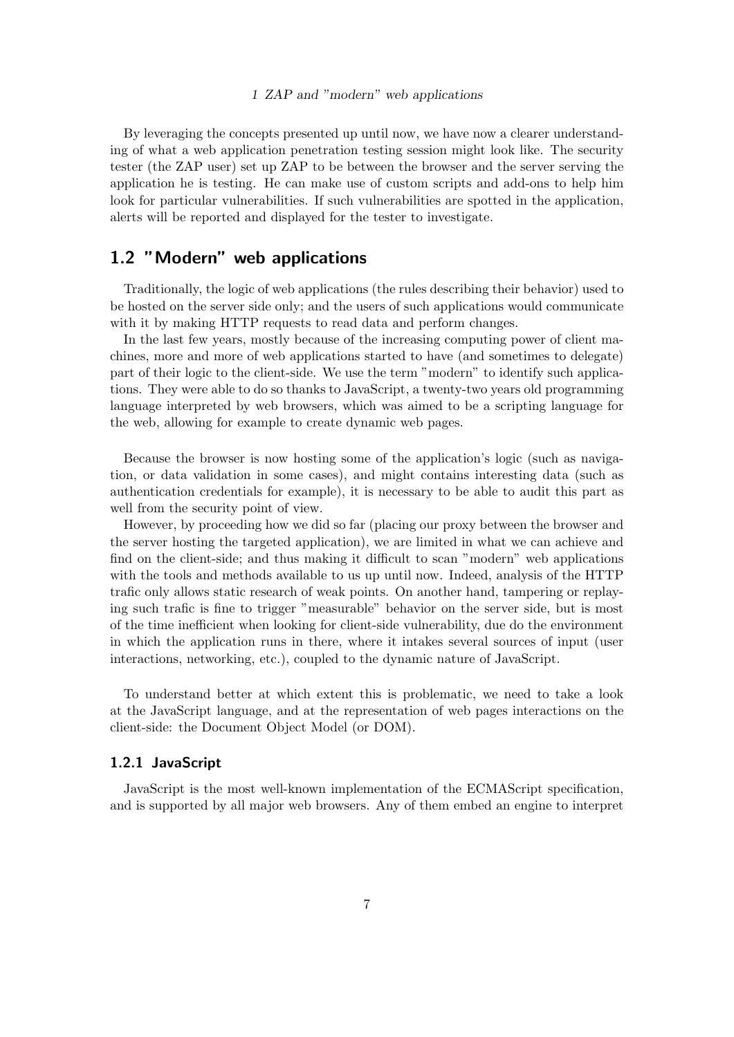By leveraging the concepts presented up until now, we have now a clearer understanding of what a web application penetration testing session might look like. The security tester (the ZAP user) set up ZAP to be between the browser and the server serving the application he is testing. He can make use of custom scripts and add-ons to help him look for particular vulnerabilities. If such vulnerabilities are spotted in the application, alerts will be reported and displayed for the tester to investigate.

## 1.2 "Modern" web applications

Traditionally, the logic of web applications (the rules describing their behavior) used to be hosted on the server side only; and the users of such applications would communicate with it by making HTTP requests to read data and perform changes.

In the last few years, mostly because of the increasing computing power of client machines, more and more of web applications started to have (and sometimes to delegate) part of their logic to the client-side. We use the term "modern" to identify such applications. They were able to do so thanks to JavaScript, a twenty-two years old programming language interpreted by web browsers, which was aimed to be a scripting language for the web, allowing for example to create dynamic web pages.

Because the browser is now hosting some of the application's logic (such as navigation, or data validation in some cases), and might contains interesting data (such as authentication credentials for example), it is necessary to be able to audit this part as well from the security point of view.

However, by proceeding how we did so far (placing our proxy between the browser and the server hosting the targeted application), we are limited in what we can achieve and find on the client-side; and thus making it difficult to scan "modern" web applications with the tools and methods available to us up until now. Indeed, analysis of the HTTP trafic only allows static research of weak points. On another hand, tampering or replaying such trafic is fine to trigger "measurable" behavior on the server side, but is most of the time inefficient when looking for client-side vulnerability, due do the environment in which the application runs in there, where it intakes several sources of input (user interactions, networking, etc.), coupled to the dynamic nature of JavaScript.

To understand better at which extent this is problematic, we need to take a look at the JavaScript language, and at the representation of web pages interactions on the client-side: the Document Object Model (or DOM).

### 1.2.1 JavaScript

JavaScript is the most well-known implementation of the ECMAScript specification, and is supported by all major web browsers. Any of them embed an engine to interpret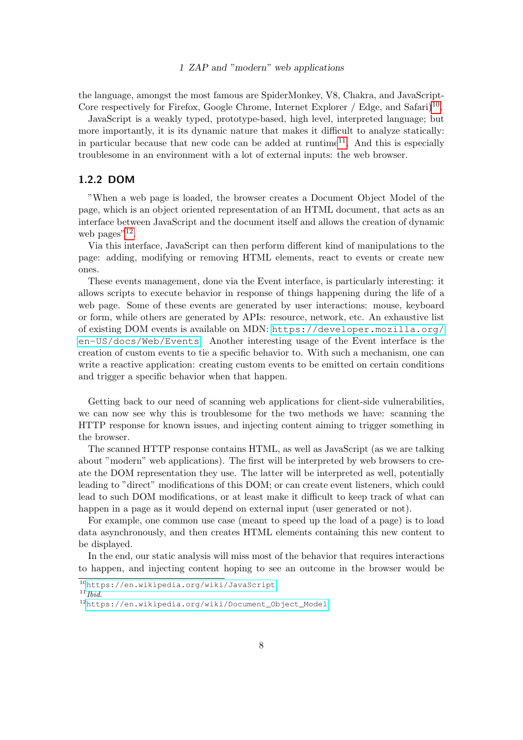the language, amongst the most famous are SpiderMonkey, V8, Chakra, and JavaScript-Core respectively for Firefox, Google Chrome, Internet Explorer / Edge, and Safari)[10].

JavaScript is a weakly typed, prototype-based, high level, interpreted language; but more importantly, it is its dynamic nature that makes it difficult to analyze statically: in particular because that new code can be added at runtime[11]. And this is especially troublesome in an environment with a lot of external inputs: the web browser.

### 1.2.2 DOM

"When a web page is loaded, the browser creates a Document Object Model of the page, which is an object oriented representation of an HTML document, that acts as an interface between JavaScript and the document itself and allows the creation of dynamic web pages"[12].

Via this interface, JavaScript can then perform different kind of manipulations to the page: adding, modifying or removing HTML elements, react to events or create new ones.

These events management, done via the Event interface, is particularly interesting: it allows scripts to execute behavior in response of things happening during the life of a web page. Some of these events are generated by user interactions: mouse, keyboard or form, while others are generated by APIs: resource, network, etc. An exhaustive list of existing DOM events is available on MDN: `https://developer.mozilla.org/en-US/docs/Web/Events`. Another interesting usage of the Event interface is the creation of custom events to tie a specific behavior to. With such a mechanism, one can write a reactive application: creating custom events to be emitted on certain conditions and trigger a specific behavior when that happen.

Getting back to our need of scanning web applications for client-side vulnerabilities, we can now see why this is troublesome for the two methods we have: scanning the HTTP response for known issues, and injecting content aiming to trigger something in the browser.

The scanned HTTP response contains HTML, as well as JavaScript (as we are talking about "modern" web applications). The first will be interpreted by web browsers to create the DOM representation they use. The latter will be interpreted as well, potentially leading to "direct" modifications of this DOM; or can create event listeners, which could lead to such DOM modifications, or at least make it difficult to keep track of what can happen in a page as it would depend on external input (user generated or not).

For example, one common use case (meant to speed up the load of a page) is to load data asynchronously, and then creates HTML elements containing this new content to be displayed.

In the end, our static analysis will miss most of the behavior that requires interactions to happen, and injecting content hoping to see an outcome in the browser would be

[10] `https://en.wikipedia.org/wiki/JavaScript`

[11] *Ibid.*

[12] `https://en.wikipedia.org/wiki/Document_Object_Model`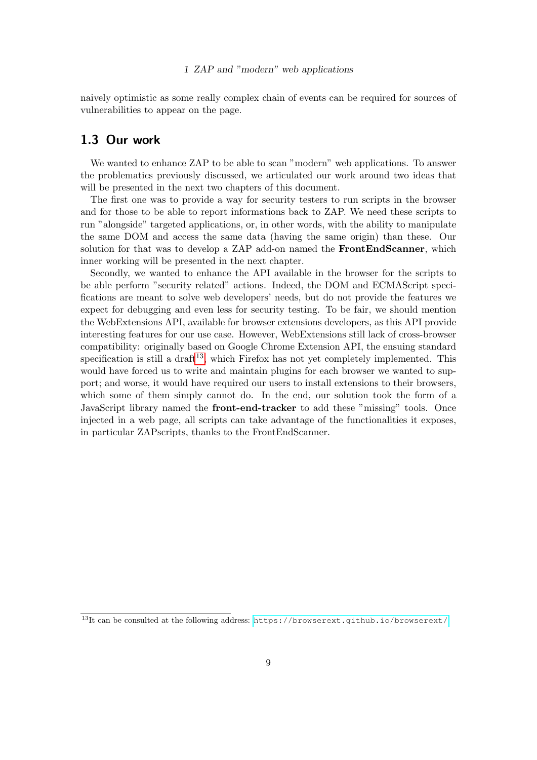naively optimistic as some really complex chain of events can be required for sources of vulnerabilities to appear on the page.

## 1.3 Our work

We wanted to enhance ZAP to be able to scan "modern" web applications. To answer the problematics previously discussed, we articulated our work around two ideas that will be presented in the next two chapters of this document.

The first one was to provide a way for security testers to run scripts in the browser and for those to be able to report informations back to ZAP. We need these scripts to run "alongside" targeted applications, or, in other words, with the ability to manipulate the same DOM and access the same data (having the same origin) than these. Our solution for that was to develop a ZAP add-on named the **FrontEndScanner**, which inner working will be presented in the next chapter.

Secondly, we wanted to enhance the API available in the browser for the scripts to be able perform "security related" actions. Indeed, the DOM and ECMAScript specifications are meant to solve web developers' needs, but do not provide the features we expect for debugging and even less for security testing. To be fair, we should mention the WebExtensions API, available for browser extensions developers, as this API provide interesting features for our use case. However, WebExtensions still lack of cross-browser compatibility: originally based on Google Chrome Extension API, the ensuing standard specification is still a draft[13], which Firefox has not yet completely implemented. This would have forced us to write and maintain plugins for each browser we wanted to support; and worse, it would have required our users to install extensions to their browsers, which some of them simply cannot do. In the end, our solution took the form of a JavaScript library named the **front-end-tracker** to add these "missing" tools. Once injected in a web page, all scripts can take advantage of the functionalities it exposes, in particular ZAPscripts, thanks to the FrontEndScanner.

[13] It can be consulted at the following address: https://browserext.github.io/browserext/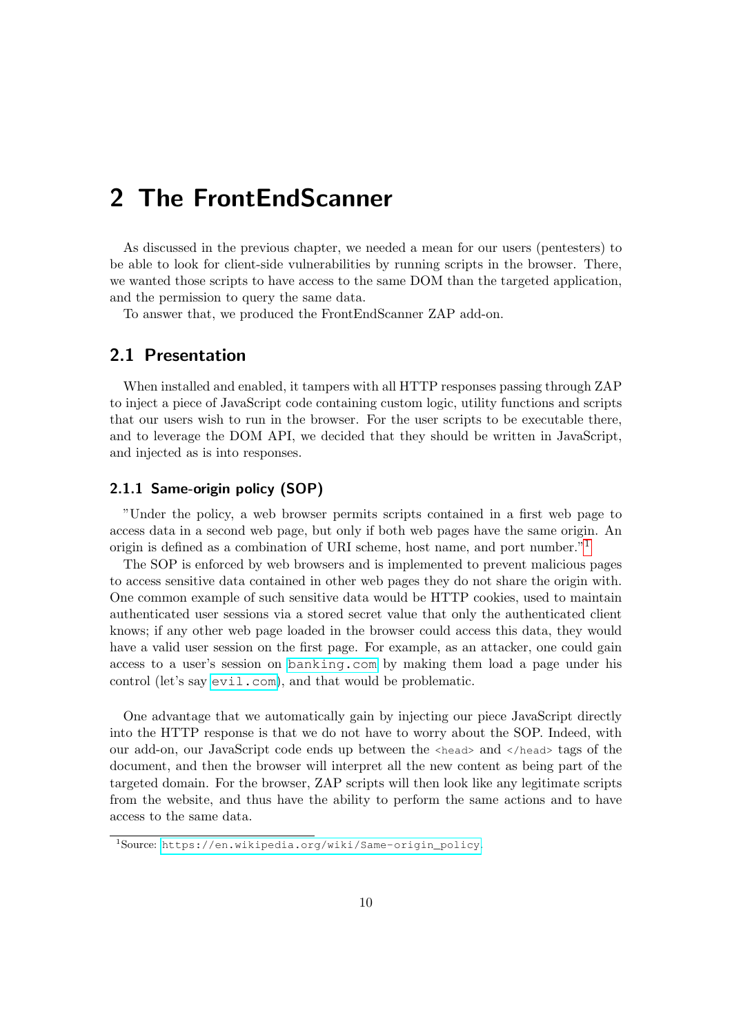# 2 The FrontEndScanner

As discussed in the previous chapter, we needed a mean for our users (pentesters) to be able to look for client-side vulnerabilities by running scripts in the browser. There, we wanted those scripts to have access to the same DOM than the targeted application, and the permission to query the same data.

To answer that, we produced the FrontEndScanner ZAP add-on.

## 2.1 Presentation

When installed and enabled, it tampers with all HTTP responses passing through ZAP to inject a piece of JavaScript code containing custom logic, utility functions and scripts that our users wish to run in the browser. For the user scripts to be executable there, and to leverage the DOM API, we decided that they should be written in JavaScript, and injected as is into responses.

### 2.1.1 Same-origin policy (SOP)

"Under the policy, a web browser permits scripts contained in a first web page to access data in a second web page, but only if both web pages have the same origin. An origin is defined as a combination of URI scheme, host name, and port number."[1]

The SOP is enforced by web browsers and is implemented to prevent malicious pages to access sensitive data contained in other web pages they do not share the origin with. One common example of such sensitive data would be HTTP cookies, used to maintain authenticated user sessions via a stored secret value that only the authenticated client knows; if any other web page loaded in the browser could access this data, they would have a valid user session on the first page. For example, as an attacker, one could gain access to a user's session on `banking.com` by making them load a page under his control (let's say `evil.com`), and that would be problematic.

One advantage that we automatically gain by injecting our piece JavaScript directly into the HTTP response is that we do not have to worry about the SOP. Indeed, with our add-on, our JavaScript code ends up between the `<head>` and `</head>` tags of the document, and then the browser will interpret all the new content as being part of the targeted domain. For the browser, ZAP scripts will then look like any legitimate scripts from the website, and thus have the ability to perform the same actions and to have access to the same data.

[1] Source: https://en.wikipedia.org/wiki/Same-origin_policy.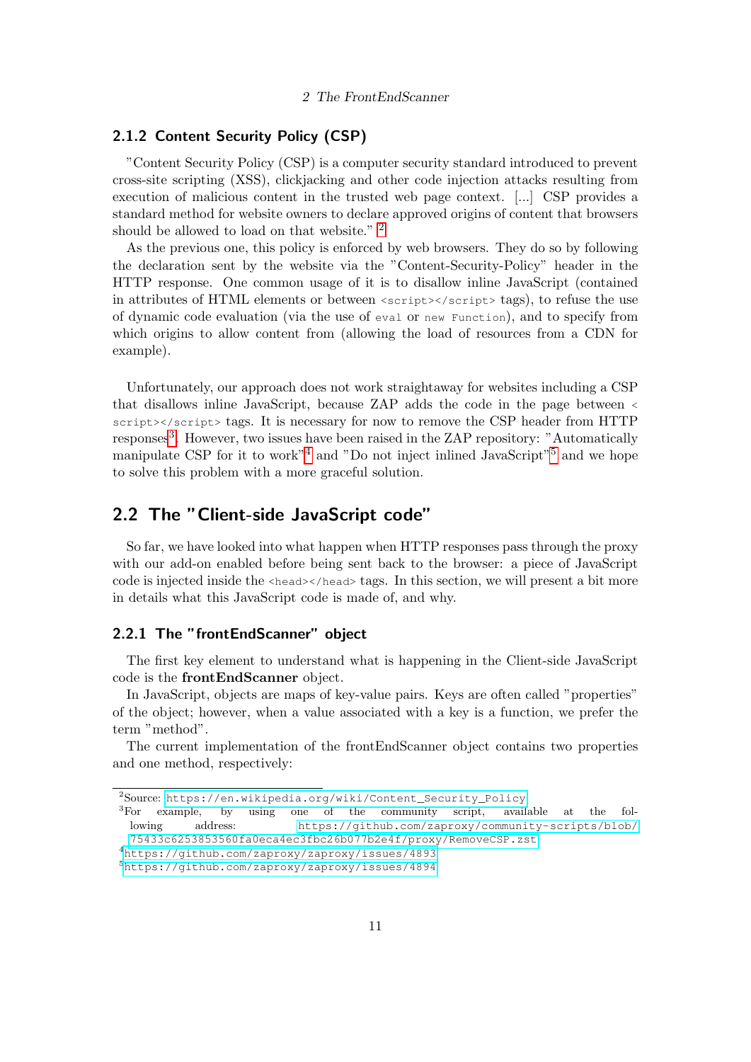### 2.1.2 Content Security Policy (CSP)

"Content Security Policy (CSP) is a computer security standard introduced to prevent cross-site scripting (XSS), clickjacking and other code injection attacks resulting from execution of malicious content in the trusted web page context. [...] CSP provides a standard method for website owners to declare approved origins of content that browsers should be allowed to load on that website." [2]

As the previous one, this policy is enforced by web browsers. They do so by following the declaration sent by the website via the "Content-Security-Policy" header in the HTTP response. One common usage of it is to disallow inline JavaScript (contained in attributes of HTML elements or between `<script></script>` tags), to refuse the use of dynamic code evaluation (via the use of `eval` or `new Function`), and to specify from which origins to allow content from (allowing the load of resources from a CDN for example).

Unfortunately, our approach does not work straightaway for websites including a CSP that disallows inline JavaScript, because ZAP adds the code in the page between `<script></script>` tags. It is necessary for now to remove the CSP header from HTTP responses[3]. However, two issues have been raised in the ZAP repository: "Automatically manipulate CSP for it to work"[4] and "Do not inject inlined JavaScript"[5] and we hope to solve this problem with a more graceful solution.

## 2.2 The "Client-side JavaScript code"

So far, we have looked into what happen when HTTP responses pass through the proxy with our add-on enabled before being sent back to the browser: a piece of JavaScript code is injected inside the `<head></head>` tags. In this section, we will present a bit more in details what this JavaScript code is made of, and why.

### 2.2.1 The "frontEndScanner" object

The first key element to understand what is happening in the Client-side JavaScript code is the **frontEndScanner** object.

In JavaScript, objects are maps of key-value pairs. Keys are often called "properties" of the object; however, when a value associated with a key is a function, we prefer the term "method".

The current implementation of the frontEndScanner object contains two properties and one method, respectively:

---

[2] Source: https://en.wikipedia.org/wiki/Content_Security_Policy

[3] For example, by using one of the community script, available at the following address: https://github.com/zaproxy/community-scripts/blob/75433c6253853560fa0eca4ec3fbc26b077b2e4f/proxy/RemoveCSP.zst

[4] https://github.com/zaproxy/zaproxy/issues/4893

[5] https://github.com/zaproxy/zaproxy/issues/4894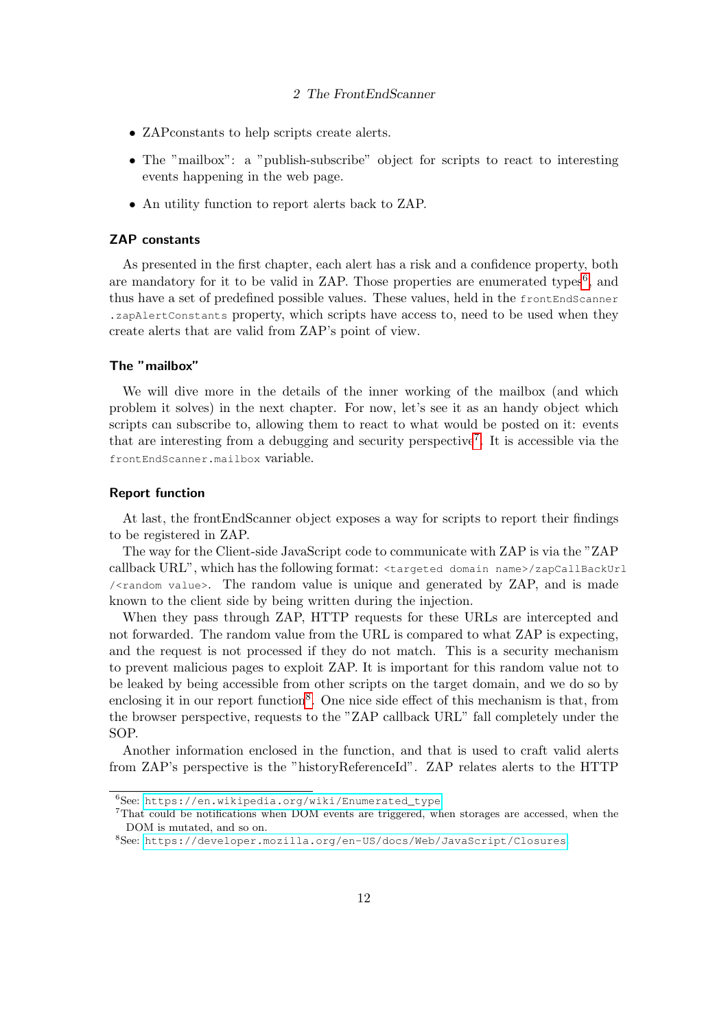- ZAPconstants to help scripts create alerts.
- The "mailbox": a "publish-subscribe" object for scripts to react to interesting events happening in the web page.
- An utility function to report alerts back to ZAP.

### ZAP constants

As presented in the first chapter, each alert has a risk and a confidence property, both are mandatory for it to be valid in ZAP. Those properties are enumerated types[6], and thus have a set of predefined possible values. These values, held in the `frontEndScanner.zapAlertConstants` property, which scripts have access to, need to be used when they create alerts that are valid from ZAP's point of view.

### The "mailbox"

We will dive more in the details of the inner working of the mailbox (and which problem it solves) in the next chapter. For now, let's see it as an handy object which scripts can subscribe to, allowing them to react to what would be posted on it: events that are interesting from a debugging and security perspective[7]. It is accessible via the `frontEndScanner.mailbox` variable.

### Report function

At last, the frontEndScanner object exposes a way for scripts to report their findings to be registered in ZAP.

The way for the Client-side JavaScript code to communicate with ZAP is via the "ZAP callback URL", which has the following format: `<targeted domain name>/zapCallBackUrl/<random value>`. The random value is unique and generated by ZAP, and is made known to the client side by being written during the injection.

When they pass through ZAP, HTTP requests for these URLs are intercepted and not forwarded. The random value from the URL is compared to what ZAP is expecting, and the request is not processed if they do not match. This is a security mechanism to prevent malicious pages to exploit ZAP. It is important for this random value not to be leaked by being accessible from other scripts on the target domain, and we do so by enclosing it in our report function[8]. One nice side effect of this mechanism is that, from the browser perspective, requests to the "ZAP callback URL" fall completely under the SOP.

Another information enclosed in the function, and that is used to craft valid alerts from ZAP's perspective is the "historyReferenceId". ZAP relates alerts to the HTTP

---

[6] See: https://en.wikipedia.org/wiki/Enumerated_type

[7] That could be notifications when DOM events are triggered, when storages are accessed, when the DOM is mutated, and so on.

[8] See: https://developer.mozilla.org/en-US/docs/Web/JavaScript/Closures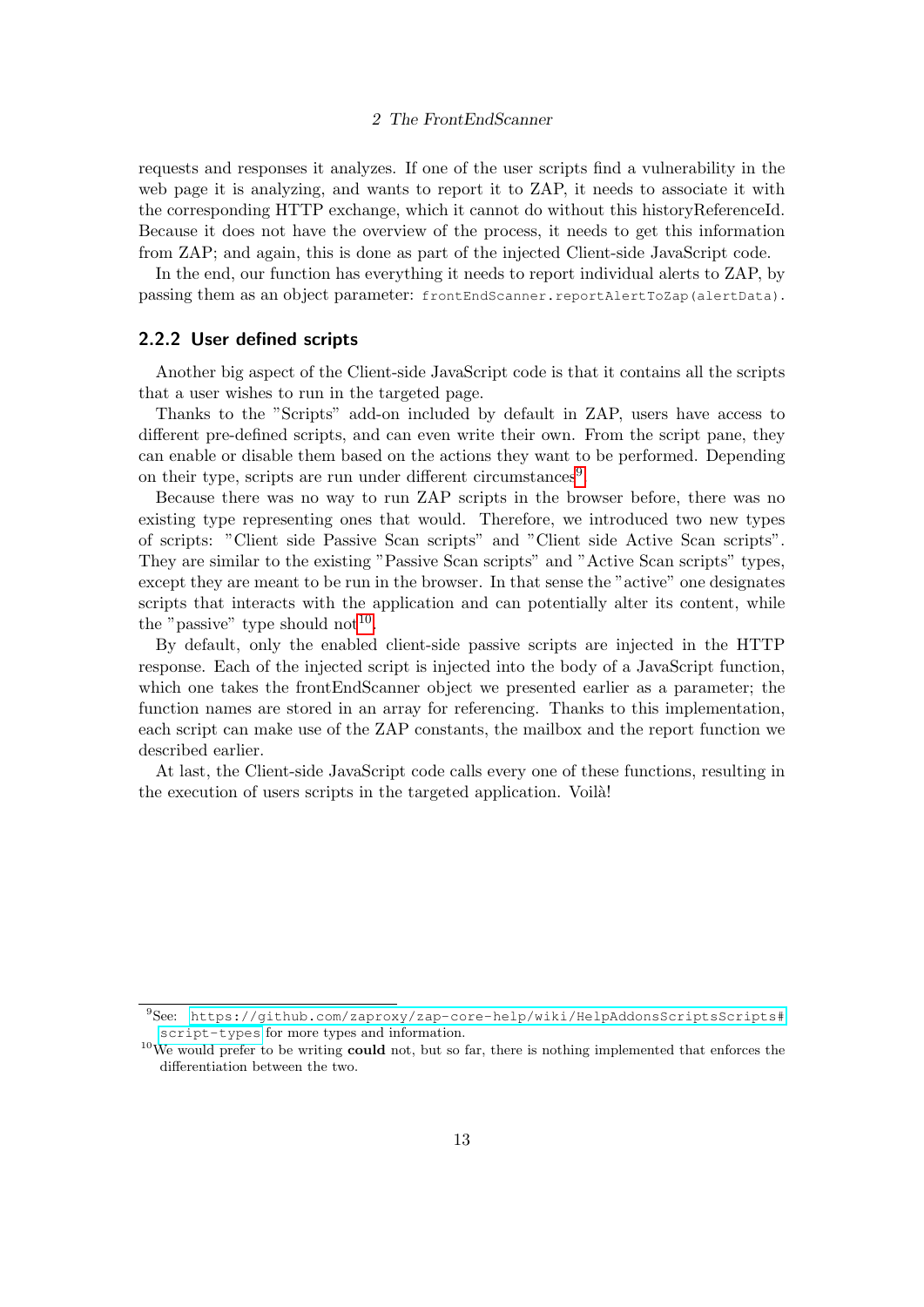requests and responses it analyzes. If one of the user scripts find a vulnerability in the web page it is analyzing, and wants to report it to ZAP, it needs to associate it with the corresponding HTTP exchange, which it cannot do without this historyReferenceId. Because it does not have the overview of the process, it needs to get this information from ZAP; and again, this is done as part of the injected Client-side JavaScript code.

In the end, our function has everything it needs to report individual alerts to ZAP, by passing them as an object parameter: `frontEndScanner.reportAlertToZap(alertData)`.

### 2.2.2 User defined scripts

Another big aspect of the Client-side JavaScript code is that it contains all the scripts that a user wishes to run in the targeted page.

Thanks to the "Scripts" add-on included by default in ZAP, users have access to different pre-defined scripts, and can even write their own. From the script pane, they can enable or disable them based on the actions they want to be performed. Depending on their type, scripts are run under different circumstances[9].

Because there was no way to run ZAP scripts in the browser before, there was no existing type representing ones that would. Therefore, we introduced two new types of scripts: "Client side Passive Scan scripts" and "Client side Active Scan scripts". They are similar to the existing "Passive Scan scripts" and "Active Scan scripts" types, except they are meant to be run in the browser. In that sense the "active" one designates scripts that interacts with the application and can potentially alter its content, while the "passive" type should not[10].

By default, only the enabled client-side passive scripts are injected in the HTTP response. Each of the injected script is injected into the body of a JavaScript function, which one takes the frontEndScanner object we presented earlier as a parameter; the function names are stored in an array for referencing. Thanks to this implementation, each script can make use of the ZAP constants, the mailbox and the report function we described earlier.

At last, the Client-side JavaScript code calls every one of these functions, resulting in the execution of users scripts in the targeted application. Voilà!

---

[9] See: https://github.com/zaproxy/zap-core-help/wiki/HelpAddonsScriptsScripts#script-types for more types and information.

[10] We would prefer to be writing **could** not, but so far, there is nothing implemented that enforces the differentiation between the two.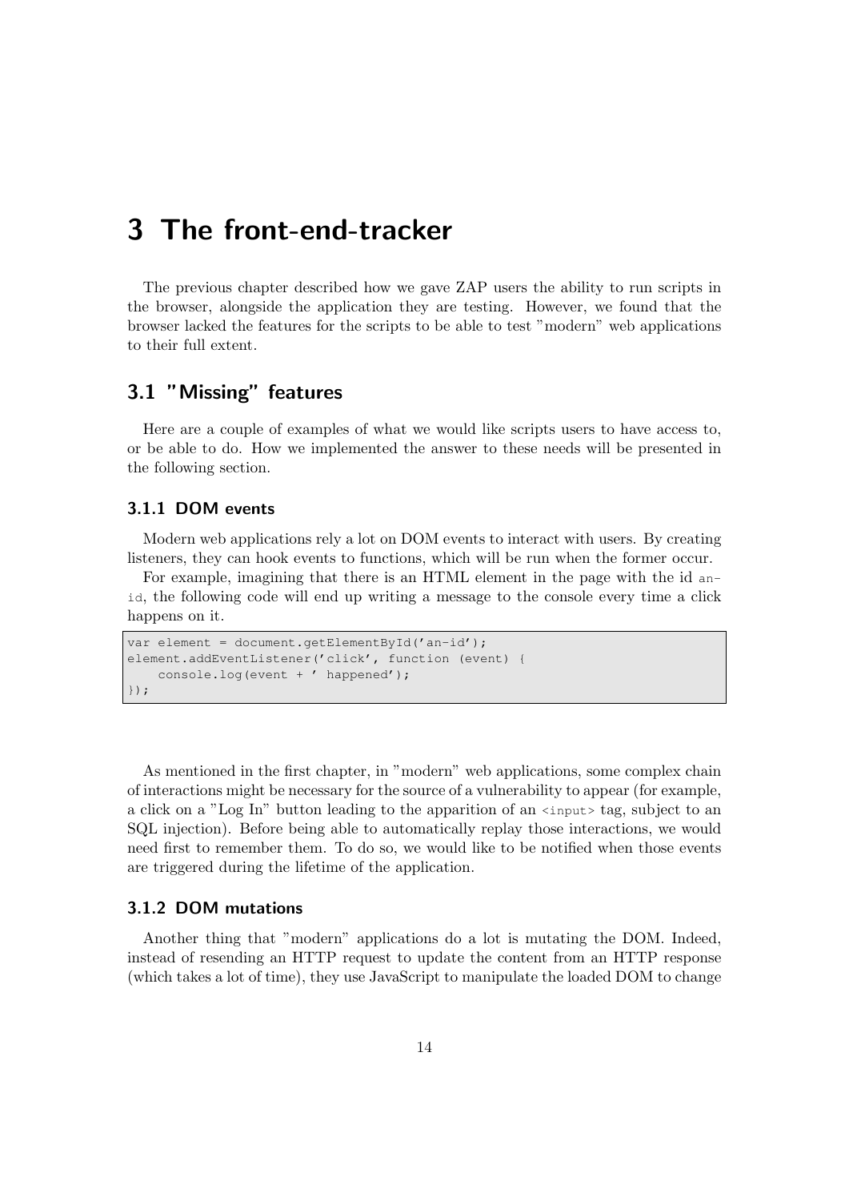# 3 The front-end-tracker

The previous chapter described how we gave ZAP users the ability to run scripts in the browser, alongside the application they are testing. However, we found that the browser lacked the features for the scripts to be able to test "modern" web applications to their full extent.

## 3.1 "Missing" features

Here are a couple of examples of what we would like scripts users to have access to, or be able to do. How we implemented the answer to these needs will be presented in the following section.

### 3.1.1 DOM events

Modern web applications rely a lot on DOM events to interact with users. By creating listeners, they can hook events to functions, which will be run when the former occur.

For example, imagining that there is an HTML element in the page with the id `an-id`, the following code will end up writing a message to the console every time a click happens on it.

```
var element = document.getElementById('an-id');
element.addEventListener('click', function (event) {
    console.log(event + ' happened');
});
```

As mentioned in the first chapter, in "modern" web applications, some complex chain of interactions might be necessary for the source of a vulnerability to appear (for example, a click on a "Log In" button leading to the apparition of an `<input>` tag, subject to an SQL injection). Before being able to automatically replay those interactions, we would need first to remember them. To do so, we would like to be notified when those events are triggered during the lifetime of the application.

### 3.1.2 DOM mutations

Another thing that "modern" applications do a lot is mutating the DOM. Indeed, instead of resending an HTTP request to update the content from an HTTP response (which takes a lot of time), they use JavaScript to manipulate the loaded DOM to change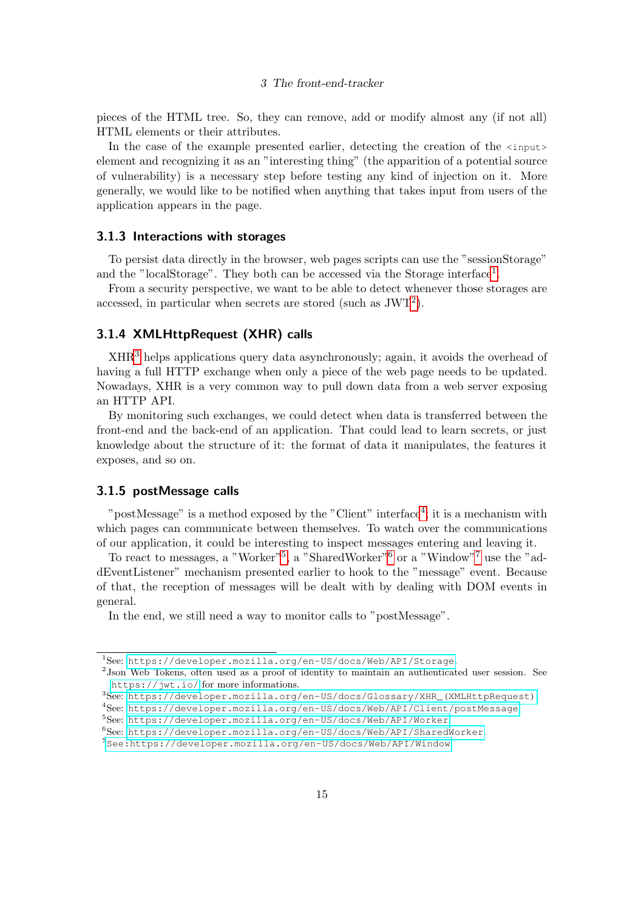pieces of the HTML tree. So, they can remove, add or modify almost any (if not all) HTML elements or their attributes.

In the case of the example presented earlier, detecting the creation of the `<input>` element and recognizing it as an "interesting thing" (the apparition of a potential source of vulnerability) is a necessary step before testing any kind of injection on it. More generally, we would like to be notified when anything that takes input from users of the application appears in the page.

### 3.1.3 Interactions with storages

To persist data directly in the browser, web pages scripts can use the "sessionStorage" and the "localStorage". They both can be accessed via the Storage interface[1].

From a security perspective, we want to be able to detect whenever those storages are accessed, in particular when secrets are stored (such as JWT[2]).

### 3.1.4 XMLHttpRequest (XHR) calls

XHR[3] helps applications query data asynchronously; again, it avoids the overhead of having a full HTTP exchange when only a piece of the web page needs to be updated. Nowadays, XHR is a very common way to pull down data from a web server exposing an HTTP API.

By monitoring such exchanges, we could detect when data is transferred between the front-end and the back-end of an application. That could lead to learn secrets, or just knowledge about the structure of it: the format of data it manipulates, the features it exposes, and so on.

### 3.1.5 postMessage calls

"postMessage" is a method exposed by the "Client" interface[4]; it is a mechanism with which pages can communicate between themselves. To watch over the communications of our application, it could be interesting to inspect messages entering and leaving it.

To react to messages, a "Worker"[5], a "SharedWorker"[6] or a "Window"[7] use the "addEventListener" mechanism presented earlier to hook to the "message" event. Because of that, the reception of messages will be dealt with by dealing with DOM events in general.

In the end, we still need a way to monitor calls to "postMessage".

---

[1] See: `https://developer.mozilla.org/en-US/docs/Web/API/Storage`

[2] Json Web Tokens, often used as a proof of identity to maintain an authenticated user session. See `https://jwt.io/` for more informations.

[3] See: `https://developer.mozilla.org/en-US/docs/Glossary/XHR_(XMLHttpRequest)`

[4] See: `https://developer.mozilla.org/en-US/docs/Web/API/Client/postMessage`

[5] See: `https://developer.mozilla.org/en-US/docs/Web/API/Worker`

[6] See: `https://developer.mozilla.org/en-US/docs/Web/API/SharedWorker`

[7] `See:https://developer.mozilla.org/en-US/docs/Web/API/Window`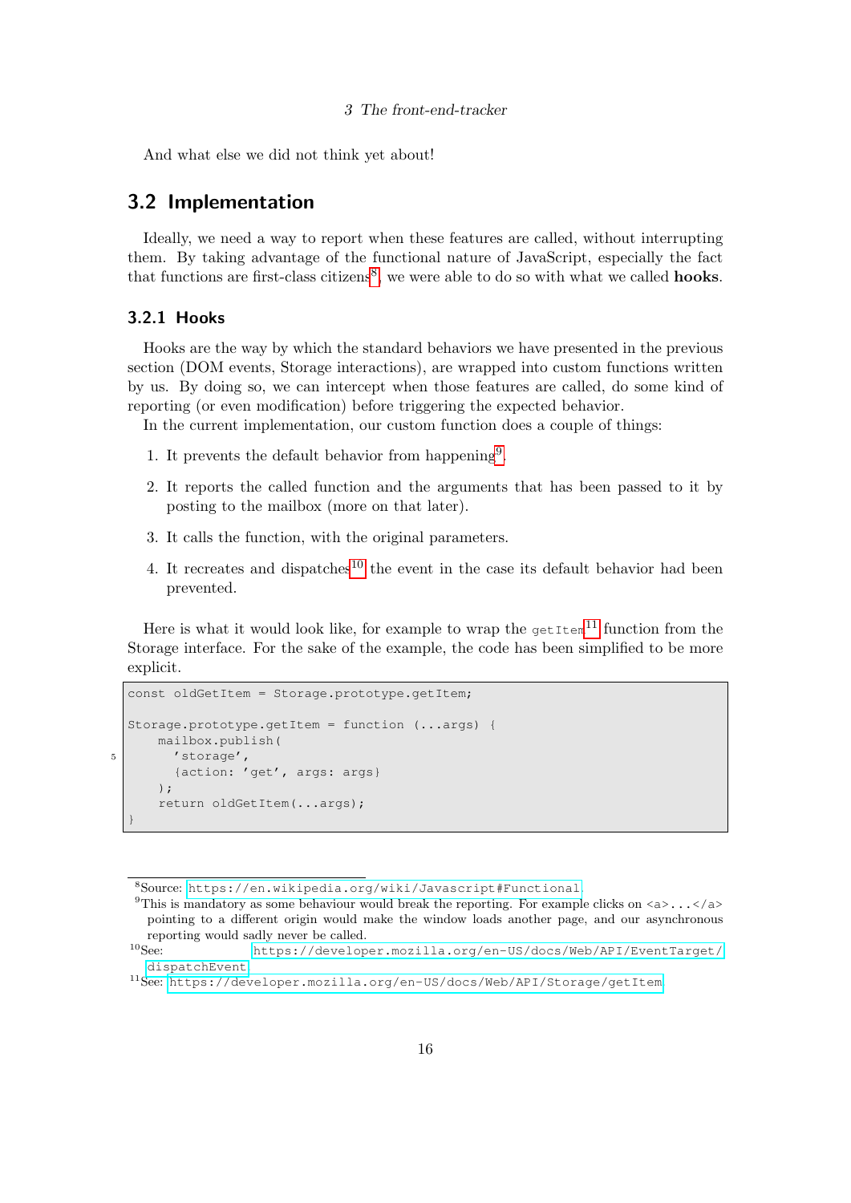And what else we did not think yet about!

## 3.2 Implementation

Ideally, we need a way to report when these features are called, without interrupting them. By taking advantage of the functional nature of JavaScript, especially the fact that functions are first-class citizens[8], we were able to do so with what we called **hooks**.

### 3.2.1 Hooks

Hooks are the way by which the standard behaviors we have presented in the previous section (DOM events, Storage interactions), are wrapped into custom functions written by us. By doing so, we can intercept when those features are called, do some kind of reporting (or even modification) before triggering the expected behavior.

In the current implementation, our custom function does a couple of things:

1. It prevents the default behavior from happening[9].
2. It reports the called function and the arguments that has been passed to it by posting to the mailbox (more on that later).
3. It calls the function, with the original parameters.
4. It recreates and dispatches[10] the event in the case its default behavior had been prevented.

Here is what it would look like, for example to wrap the `getItem`[11] function from the Storage interface. For the sake of the example, the code has been simplified to be more explicit.

```
const oldGetItem = Storage.prototype.getItem;

Storage.prototype.getItem = function (...args) {
    mailbox.publish(
      'storage',
      {action: 'get', args: args}
    );
    return oldGetItem(...args);
}
```

---

[8] Source: https://en.wikipedia.org/wiki/Javascript#Functional

[9] This is mandatory as some behaviour would break the reporting. For example clicks on `<a>...</a>` pointing to a different origin would make the window loads another page, and our asynchronous reporting would sadly never be called.

[10] See: https://developer.mozilla.org/en-US/docs/Web/API/EventTarget/dispatchEvent

[11] See: https://developer.mozilla.org/en-US/docs/Web/API/Storage/getItem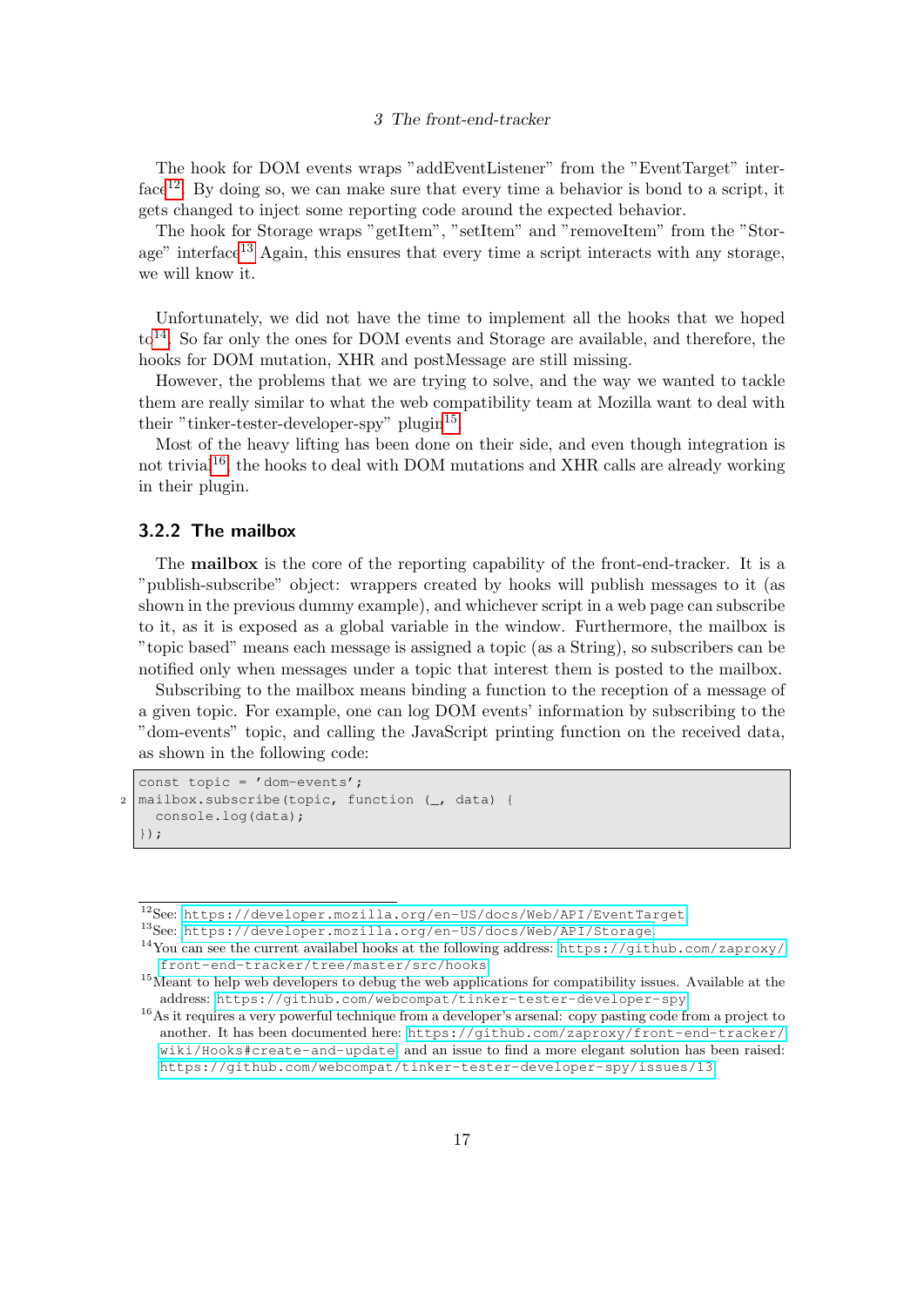The hook for DOM events wraps "addEventListener" from the "EventTarget" interface[12]. By doing so, we can make sure that every time a behavior is bond to a script, it gets changed to inject some reporting code around the expected behavior.

The hook for Storage wraps "getItem", "setItem" and "removeItem" from the "Storage" interface[13] Again, this ensures that every time a script interacts with any storage, we will know it.

Unfortunately, we did not have the time to implement all the hooks that we hoped to[14]. So far only the ones for DOM events and Storage are available, and therefore, the hooks for DOM mutation, XHR and postMessage are still missing.

However, the problems that we are trying to solve, and the way we wanted to tackle them are really similar to what the web compatibility team at Mozilla want to deal with their "tinker-tester-developer-spy" plugin[15].

Most of the heavy lifting has been done on their side, and even though integration is not trivial[16], the hooks to deal with DOM mutations and XHR calls are already working in their plugin.

### 3.2.2 The mailbox

The **mailbox** is the core of the reporting capability of the front-end-tracker. It is a "publish-subscribe" object: wrappers created by hooks will publish messages to it (as shown in the previous dummy example), and whichever script in a web page can subscribe to it, as it is exposed as a global variable in the window. Furthermore, the mailbox is "topic based" means each message is assigned a topic (as a String), so subscribers can be notified only when messages under a topic that interest them is posted to the mailbox.

Subscribing to the mailbox means binding a function to the reception of a message of a given topic. For example, one can log DOM events' information by subscribing to the "dom-events" topic, and calling the JavaScript printing function on the received data, as shown in the following code:

```
const topic = 'dom-events';
mailbox.subscribe(topic, function (_, data) {
  console.log(data);
});
```

[12] See: https://developer.mozilla.org/en-US/docs/Web/API/EventTarget

[13] See: https://developer.mozilla.org/en-US/docs/Web/API/Storage

[14] You can see the current availabel hooks at the following address: https://github.com/zaproxy/front-end-tracker/tree/master/src/hooks

[15] Meant to help web developers to debug the web applications for compatibility issues. Available at the address: https://github.com/webcompat/tinker-tester-developer-spy

[16] As it requires a very powerful technique from a developer's arsenal: copy pasting code from a project to another. It has been documented here: https://github.com/zaproxy/front-end-tracker/wiki/Hooks#create-and-update and an issue to find a more elegant solution has been raised: https://github.com/webcompat/tinker-tester-developer-spy/issues/13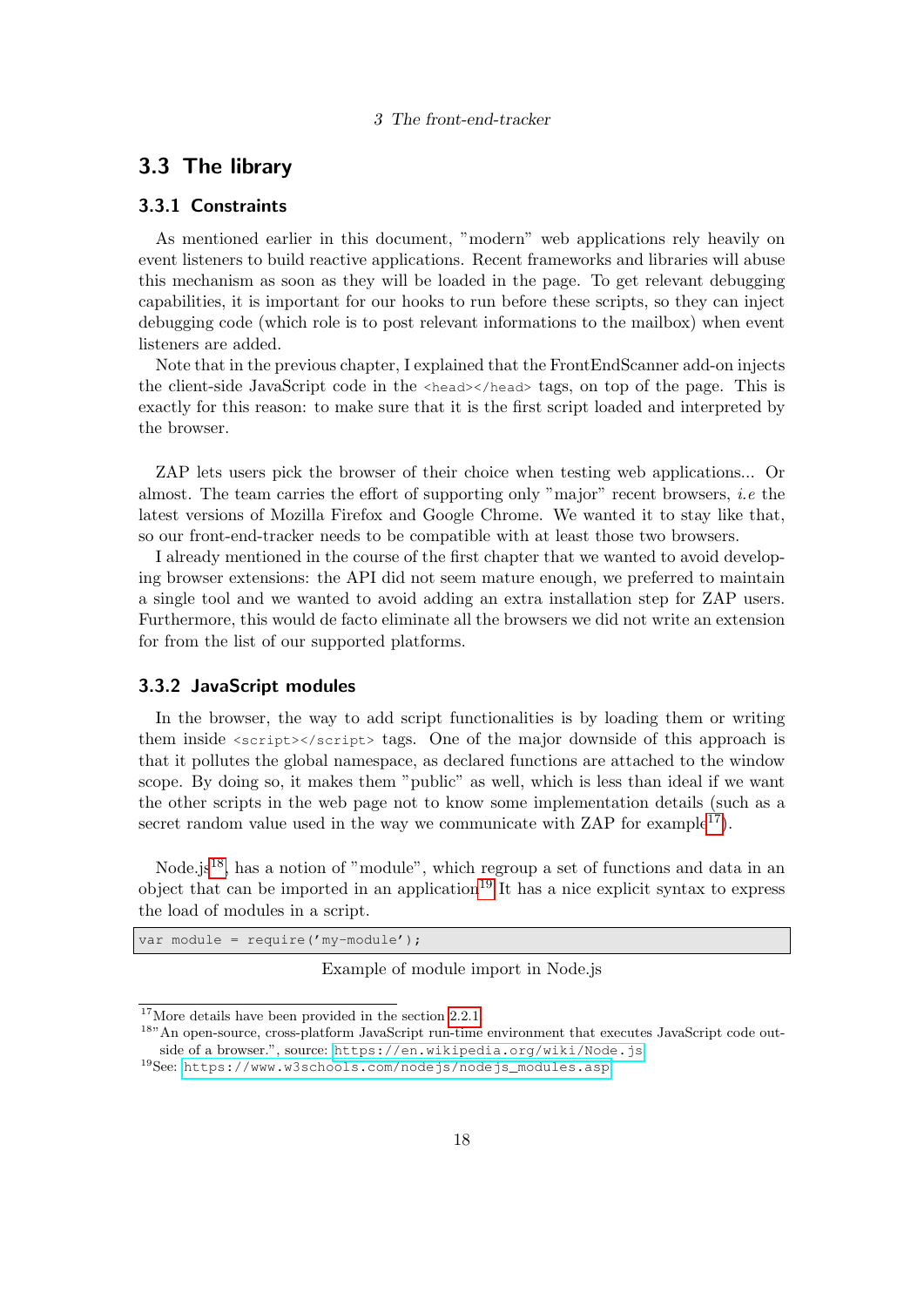## 3.3 The library

### 3.3.1 Constraints

As mentioned earlier in this document, "modern" web applications rely heavily on event listeners to build reactive applications. Recent frameworks and libraries will abuse this mechanism as soon as they will be loaded in the page. To get relevant debugging capabilities, it is important for our hooks to run before these scripts, so they can inject debugging code (which role is to post relevant informations to the mailbox) when event listeners are added.

Note that in the previous chapter, I explained that the FrontEndScanner add-on injects the client-side JavaScript code in the `<head></head>` tags, on top of the page. This is exactly for this reason: to make sure that it is the first script loaded and interpreted by the browser.

ZAP lets users pick the browser of their choice when testing web applications... Or almost. The team carries the effort of supporting only "major" recent browsers, *i.e* the latest versions of Mozilla Firefox and Google Chrome. We wanted it to stay like that, so our front-end-tracker needs to be compatible with at least those two browsers.

I already mentioned in the course of the first chapter that we wanted to avoid developing browser extensions: the API did not seem mature enough, we preferred to maintain a single tool and we wanted to avoid adding an extra installation step for ZAP users. Furthermore, this would de facto eliminate all the browsers we did not write an extension for from the list of our supported platforms.

### 3.3.2 JavaScript modules

In the browser, the way to add script functionalities is by loading them or writing them inside `<script></script>` tags. One of the major downside of this approach is that it pollutes the global namespace, as declared functions are attached to the window scope. By doing so, it makes them "public" as well, which is less than ideal if we want the other scripts in the web page not to know some implementation details (such as a secret random value used in the way we communicate with ZAP for example[17]).

Node.js[18], has a notion of "module", which regroup a set of functions and data in an object that can be imported in an application[19] It has a nice explicit syntax to express the load of modules in a script.

```
var module = require('my-module');
```

Example of module import in Node.js

[17] More details have been provided in the section 2.2.1

[18] "An open-source, cross-platform JavaScript run-time environment that executes JavaScript code outside of a browser.", source: https://en.wikipedia.org/wiki/Node.js

[19] See: https://www.w3schools.com/nodejs/nodejs_modules.asp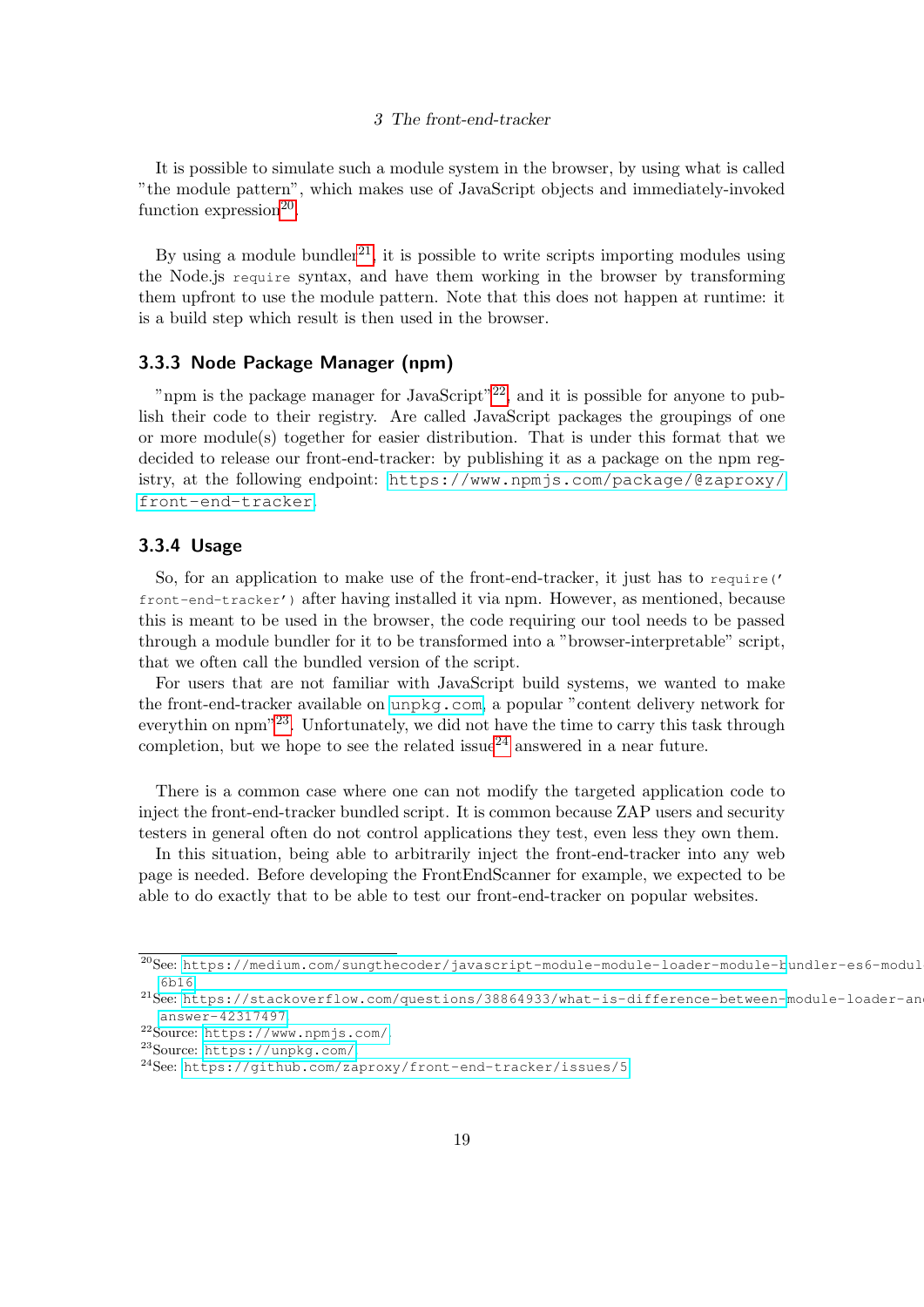It is possible to simulate such a module system in the browser, by using what is called "the module pattern", which makes use of JavaScript objects and immediately-invoked function expression[20].

By using a module bundler[21], it is possible to write scripts importing modules using the Node.js `require` syntax, and have them working in the browser by transforming them upfront to use the module pattern. Note that this does not happen at runtime: it is a build step which result is then used in the browser.

### 3.3.3 Node Package Manager (npm)

"npm is the package manager for JavaScript"[22], and it is possible for anyone to publish their code to their registry. Are called JavaScript packages the groupings of one or more module(s) together for easier distribution. That is under this format that we decided to release our front-end-tracker: by publishing it as a package on the npm registry, at the following endpoint: https://www.npmjs.com/package/@zaproxy/front-end-tracker.

### 3.3.4 Usage

So, for an application to make use of the front-end-tracker, it just has to `require('front-end-tracker')` after having installed it via npm. However, as mentioned, because this is meant to be used in the browser, the code requiring our tool needs to be passed through a module bundler for it to be transformed into a "browser-interpretable" script, that we often call the bundled version of the script.

For users that are not familiar with JavaScript build systems, we wanted to make the front-end-tracker available on unpkg.com, a popular "content delivery network for everythin on npm"[23]. Unfortunately, we did not have the time to carry this task through completion, but we hope to see the related issue[24] answered in a near future.

There is a common case where one can not modify the targeted application code to inject the front-end-tracker bundled script. It is common because ZAP users and security testers in general often do not control applications they test, even less they own them.

In this situation, being able to arbitrarily inject the front-end-tracker into any web page is needed. Before developing the FrontEndScanner for example, we expected to be able to do exactly that to be able to test our front-end-tracker on popular websites.

---

[20] See: https://medium.com/sungthecoder/javascript-module-module-loader-module-bundler-es6-modul 6b16

[21] See: https://stackoverflow.com/questions/38864933/what-is-difference-between-module-loader-an answer-42317497

[22] Source: https://www.npmjs.com/.

[23] Source: https://unpkg.com/

[24] See: https://github.com/zaproxy/front-end-tracker/issues/5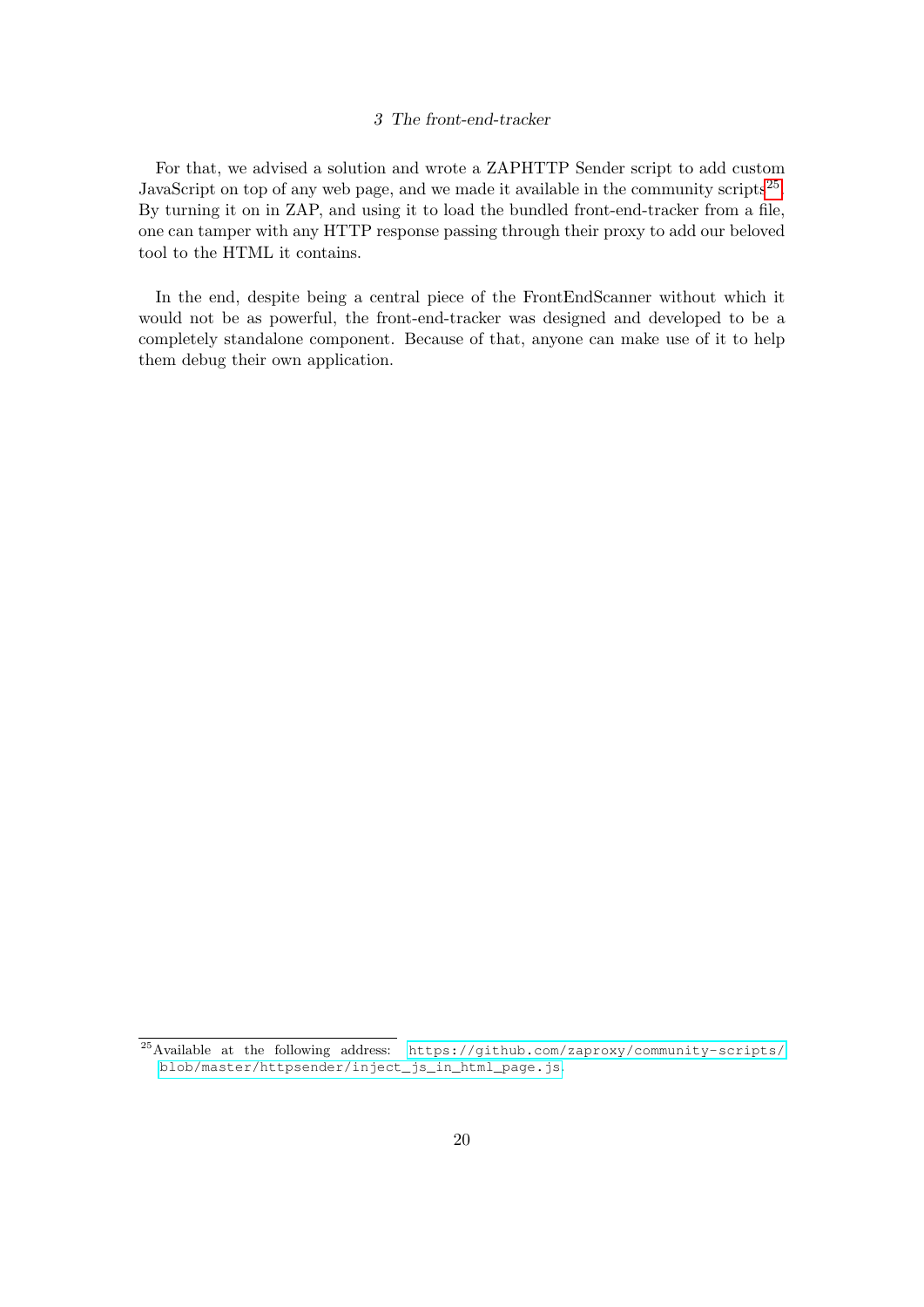For that, we advised a solution and wrote a ZAPHTTP Sender script to add custom JavaScript on top of any web page, and we made it available in the community scripts[25]. By turning it on in ZAP, and using it to load the bundled front-end-tracker from a file, one can tamper with any HTTP response passing through their proxy to add our beloved tool to the HTML it contains.

In the end, despite being a central piece of the FrontEndScanner without which it would not be as powerful, the front-end-tracker was designed and developed to be a completely standalone component. Because of that, anyone can make use of it to help them debug their own application.

[25] Available at the following address: https://github.com/zaproxy/community-scripts/blob/master/httpsender/inject_js_in_html_page.js.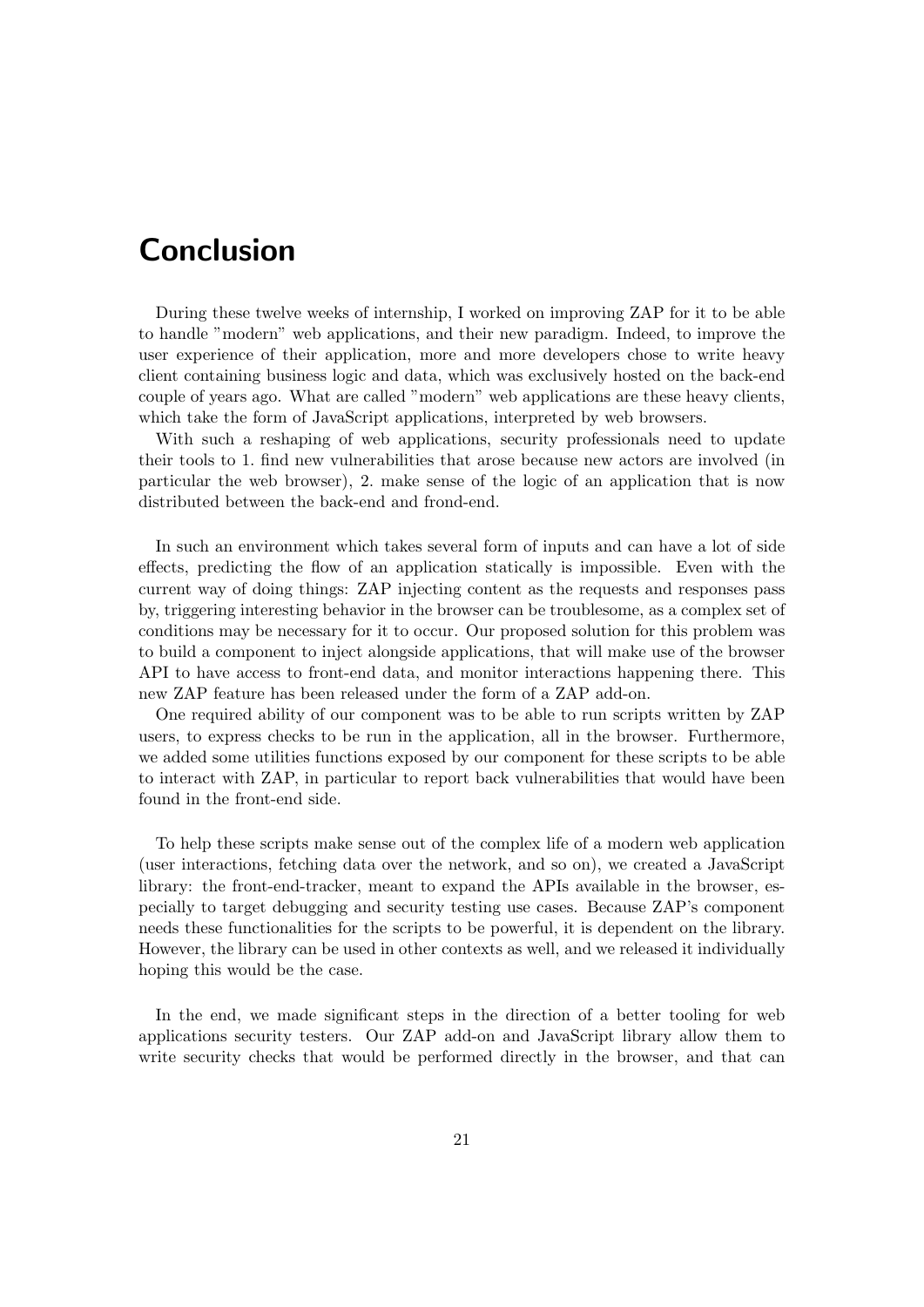# Conclusion

During these twelve weeks of internship, I worked on improving ZAP for it to be able to handle "modern" web applications, and their new paradigm. Indeed, to improve the user experience of their application, more and more developers chose to write heavy client containing business logic and data, which was exclusively hosted on the back-end couple of years ago. What are called "modern" web applications are these heavy clients, which take the form of JavaScript applications, interpreted by web browsers.

With such a reshaping of web applications, security professionals need to update their tools to 1. find new vulnerabilities that arose because new actors are involved (in particular the web browser), 2. make sense of the logic of an application that is now distributed between the back-end and frond-end.

In such an environment which takes several form of inputs and can have a lot of side effects, predicting the flow of an application statically is impossible. Even with the current way of doing things: ZAP injecting content as the requests and responses pass by, triggering interesting behavior in the browser can be troublesome, as a complex set of conditions may be necessary for it to occur. Our proposed solution for this problem was to build a component to inject alongside applications, that will make use of the browser API to have access to front-end data, and monitor interactions happening there. This new ZAP feature has been released under the form of a ZAP add-on.

One required ability of our component was to be able to run scripts written by ZAP users, to express checks to be run in the application, all in the browser. Furthermore, we added some utilities functions exposed by our component for these scripts to be able to interact with ZAP, in particular to report back vulnerabilities that would have been found in the front-end side.

To help these scripts make sense out of the complex life of a modern web application (user interactions, fetching data over the network, and so on), we created a JavaScript library: the front-end-tracker, meant to expand the APIs available in the browser, especially to target debugging and security testing use cases. Because ZAP's component needs these functionalities for the scripts to be powerful, it is dependent on the library. However, the library can be used in other contexts as well, and we released it individually hoping this would be the case.

In the end, we made significant steps in the direction of a better tooling for web applications security testers. Our ZAP add-on and JavaScript library allow them to write security checks that would be performed directly in the browser, and that can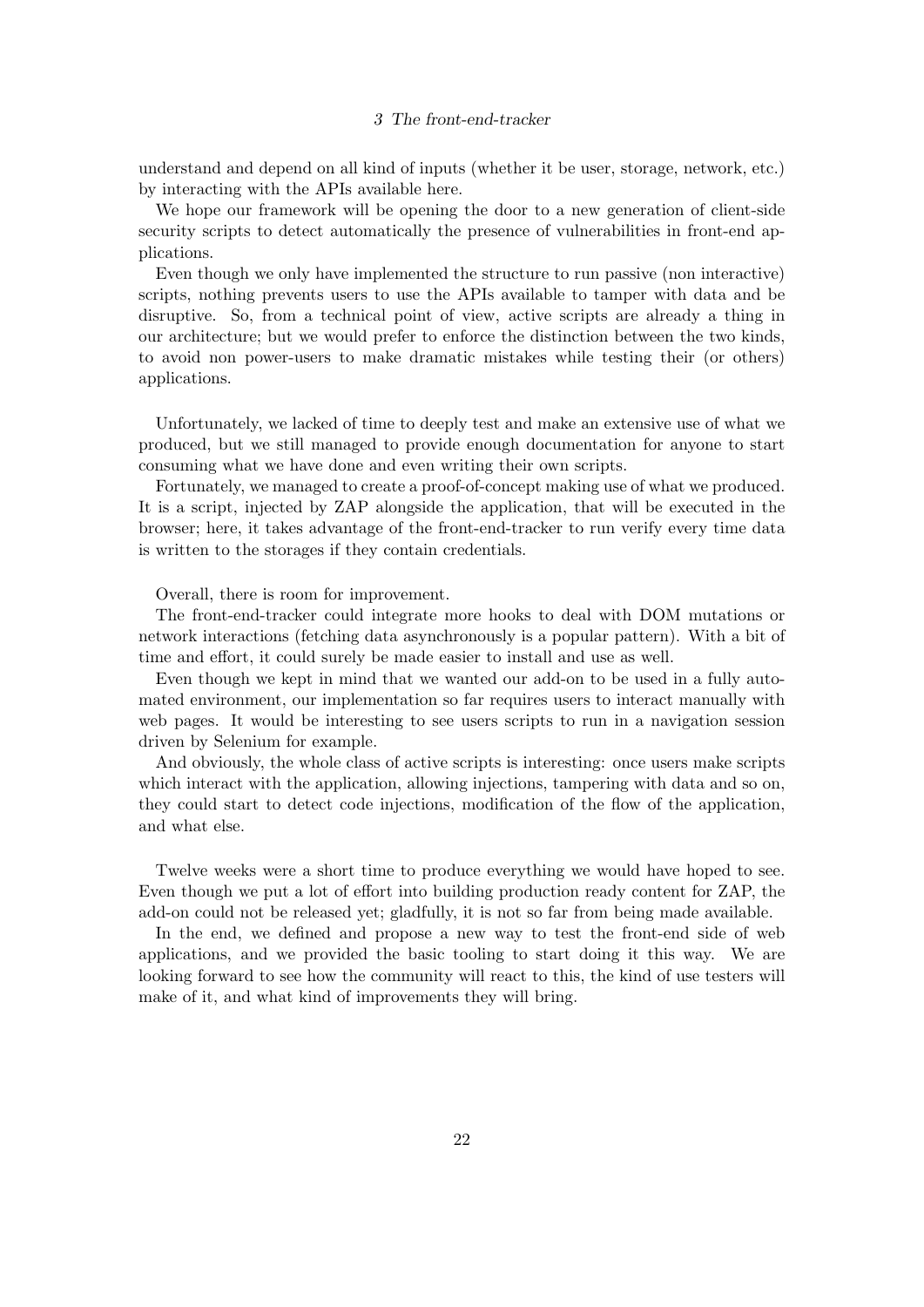understand and depend on all kind of inputs (whether it be user, storage, network, etc.) by interacting with the APIs available here.

We hope our framework will be opening the door to a new generation of client-side security scripts to detect automatically the presence of vulnerabilities in front-end applications.

Even though we only have implemented the structure to run passive (non interactive) scripts, nothing prevents users to use the APIs available to tamper with data and be disruptive. So, from a technical point of view, active scripts are already a thing in our architecture; but we would prefer to enforce the distinction between the two kinds, to avoid non power-users to make dramatic mistakes while testing their (or others) applications.

Unfortunately, we lacked of time to deeply test and make an extensive use of what we produced, but we still managed to provide enough documentation for anyone to start consuming what we have done and even writing their own scripts.

Fortunately, we managed to create a proof-of-concept making use of what we produced. It is a script, injected by ZAP alongside the application, that will be executed in the browser; here, it takes advantage of the front-end-tracker to run verify every time data is written to the storages if they contain credentials.

Overall, there is room for improvement.

The front-end-tracker could integrate more hooks to deal with DOM mutations or network interactions (fetching data asynchronously is a popular pattern). With a bit of time and effort, it could surely be made easier to install and use as well.

Even though we kept in mind that we wanted our add-on to be used in a fully automated environment, our implementation so far requires users to interact manually with web pages. It would be interesting to see users scripts to run in a navigation session driven by Selenium for example.

And obviously, the whole class of active scripts is interesting: once users make scripts which interact with the application, allowing injections, tampering with data and so on, they could start to detect code injections, modification of the flow of the application, and what else.

Twelve weeks were a short time to produce everything we would have hoped to see. Even though we put a lot of effort into building production ready content for ZAP, the add-on could not be released yet; gladfully, it is not so far from being made available.

In the end, we defined and propose a new way to test the front-end side of web applications, and we provided the basic tooling to start doing it this way. We are looking forward to see how the community will react to this, the kind of use testers will make of it, and what kind of improvements they will bring.